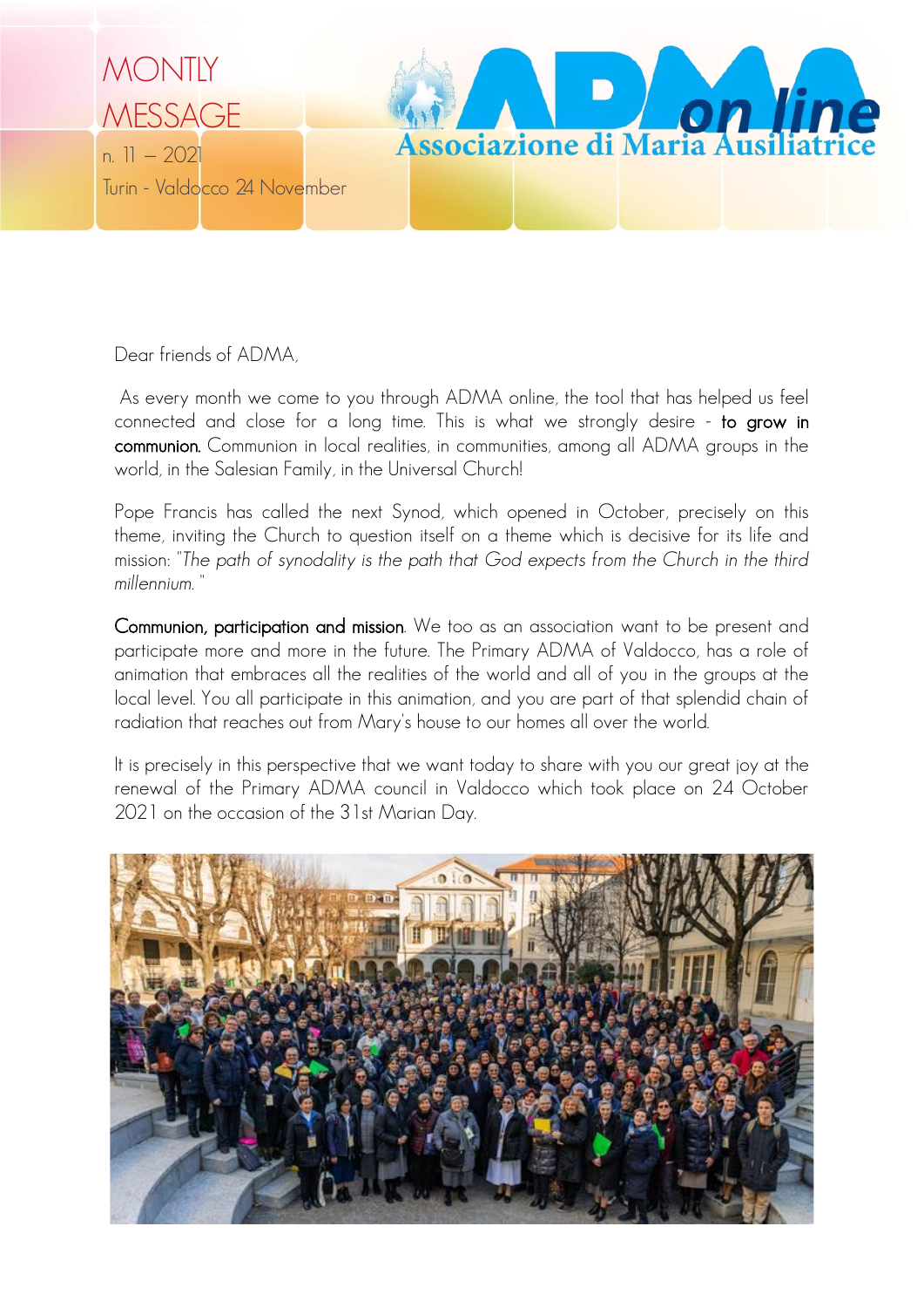MONTLY MESSAGE

n. 11 – 2021

Turin - Valdocco 24 November

ADMA on line

Associazione di Maria Ausiliatrice

Dear friends of ADMA,

As every month we come to you through ADMA online, the tool that has helped us feel connected and close for a long time. This is what we strongly desire - **to grow in communion.** Communion in local realities, in communities, among all ADMA groups in the world, in the Salesian Family, in the Universal Church!

Pope Francis has called the next Synod, which opened in October, precisely on this theme, inviting the Church to question itself on a theme which is decisive for its life and mission: "*The path of synodality is the path that God expects from the Church in the third millennium.* "

**Communion, participation and mission**. We too as an association want to be present and participate more and more in the future. The Primary ADMA of Valdocco, has a role of animation that embraces all the realities of the world and all of you in the groups at the local level. You all participate in this animation, and you are part of that splendid chain of radiation that reaches out from Mary's house to our homes all over the world.

It is precisely in this perspective that we want today to share with you our great joy at the renewal of the Primary ADMA council in Valdocco which took place on 24 October 2021 on the occasion of the 31st Marian Day.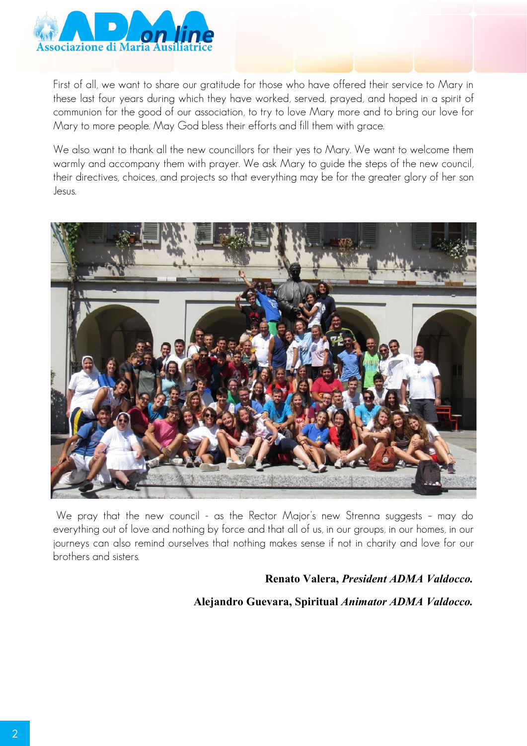First of all, we want to share our gratitude for those who have offered their service to Mary in these last four years during which they have worked, served, prayed, and hoped in a spirit of communion for the good of our association, to try to love Mary more and to bring our love for Mary to more people. May God bless their efforts and fill them with grace.

We also want to thank all the new councillors for their yes to Mary. We want to welcome them warmly and accompany them with prayer. We ask Mary to guide the steps of the new council, their directives, choices, and projects so that everything may be for the greater glory of her son Jesus.

We pray that the new council - as the Rector Major's new Strenna suggests – may do everything out of love and nothing by force and that all of us, in our groups, in our homes, in our journeys can also remind ourselves that nothing makes sense if not in charity and love for our brothers and sisters.

**Renato Valera, *President ADMA Valdocco.***

**Alejandro Guevara, Spiritual *Animator ADMA Valdocco.***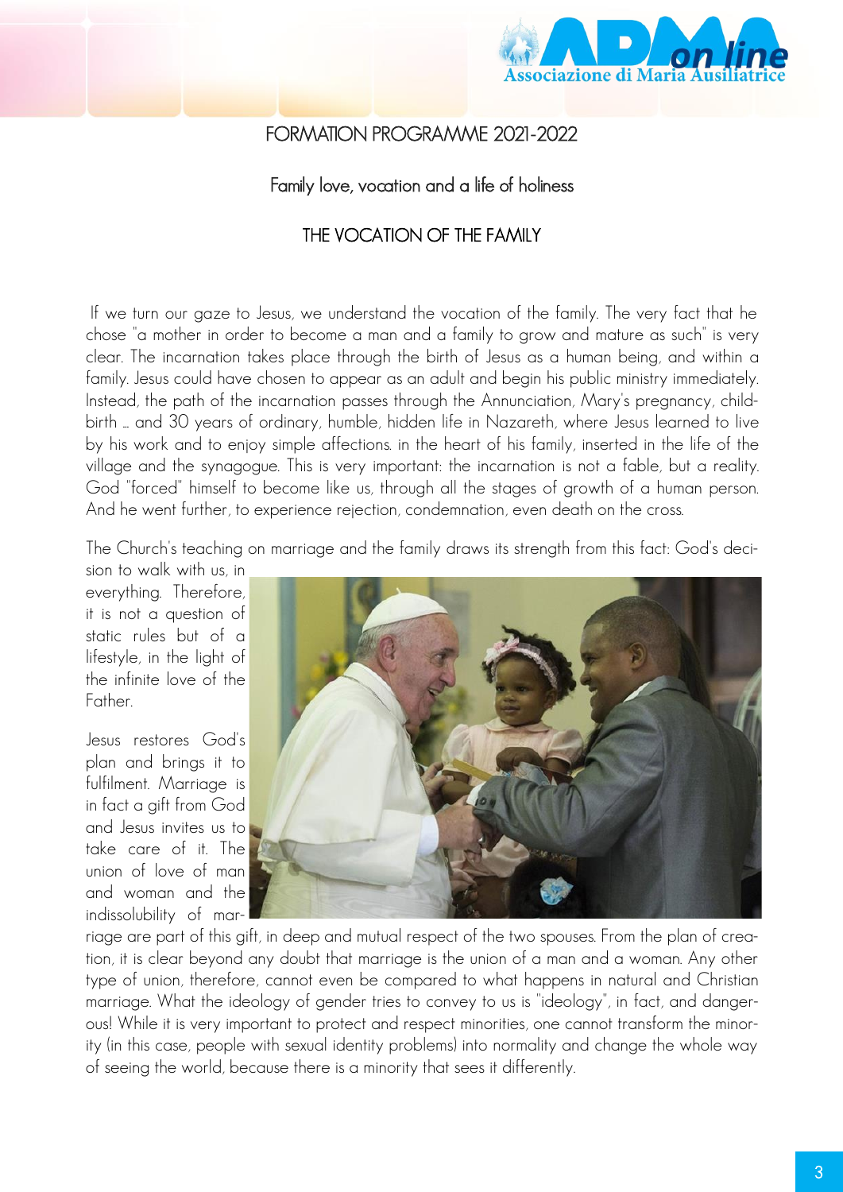# FORMATION PROGRAMME 2021-2022

## Family love, vocation and a life of holiness

### THE VOCATION OF THE FAMILY

If we turn our gaze to Jesus, we understand the vocation of the family. The very fact that he chose "a mother in order to become a man and a family to grow and mature as such" is very clear. The incarnation takes place through the birth of Jesus as a human being, and within a family. Jesus could have chosen to appear as an adult and begin his public ministry immediately. Instead, the path of the incarnation passes through the Annunciation, Mary's pregnancy, child-birth ... and 30 years of ordinary, humble, hidden life in Nazareth, where Jesus learned to live by his work and to enjoy simple affections. in the heart of his family, inserted in the life of the village and the synagogue. This is very important: the incarnation is not a fable, but a reality. God "forced" himself to become like us, through all the stages of growth of a human person. And he went further, to experience rejection, condemnation, even death on the cross.

The Church's teaching on marriage and the family draws its strength from this fact: God's decision to walk with us, in everything. Therefore, it is not a question of static rules but of a lifestyle, in the light of the infinite love of the Father.

Jesus restores God's plan and brings it to fulfilment. Marriage is in fact a gift from God and Jesus invites us to take care of it. The union of love of man and woman and the indissolubility of marriage are part of this gift, in deep and mutual respect of the two spouses. From the plan of creation, it is clear beyond any doubt that marriage is the union of a man and a woman. Any other type of union, therefore, cannot even be compared to what happens in natural and Christian marriage. What the ideology of gender tries to convey to us is "ideology", in fact, and dangerous! While it is very important to protect and respect minorities, one cannot transform the minority (in this case, people with sexual identity problems) into normality and change the whole way of seeing the world, because there is a minority that sees it differently.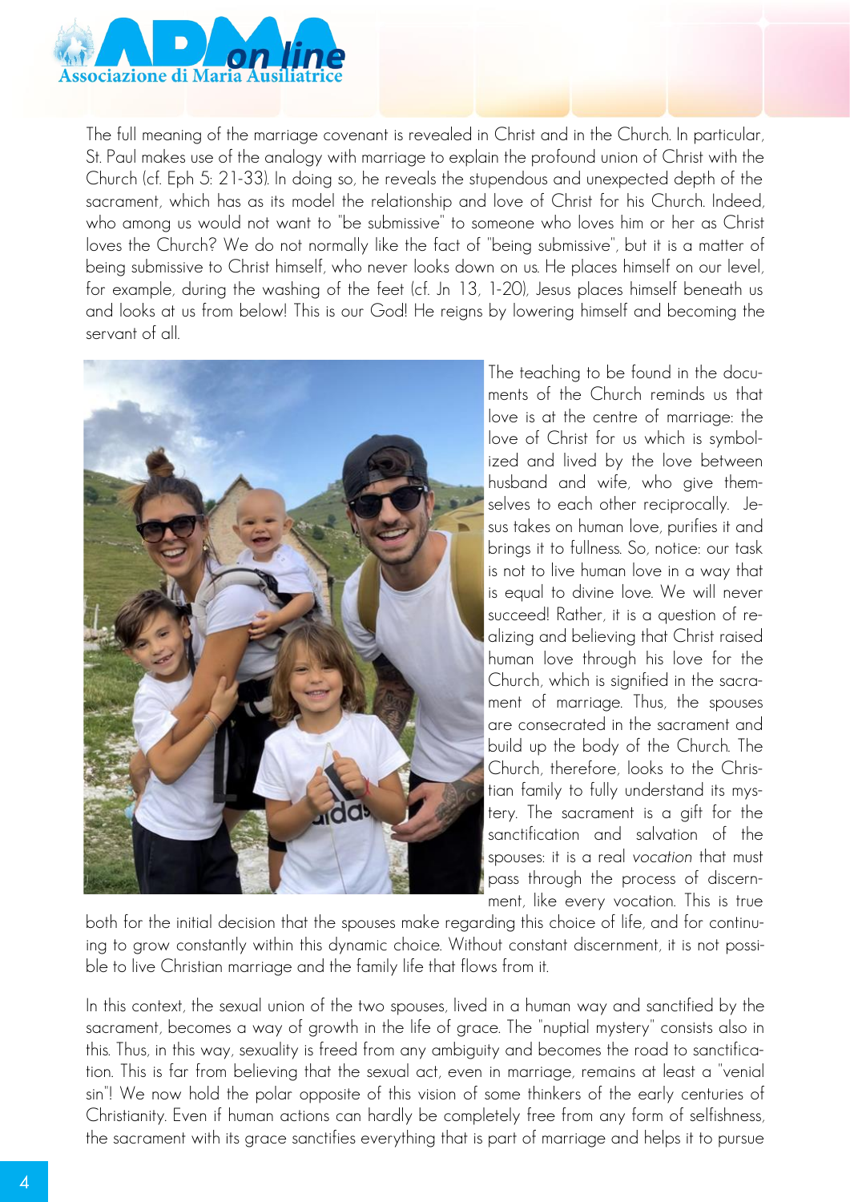The full meaning of the marriage covenant is revealed in Christ and in the Church. In particular, St. Paul makes use of the analogy with marriage to explain the profound union of Christ with the Church (cf. Eph 5: 21-33). In doing so, he reveals the stupendous and unexpected depth of the sacrament, which has as its model the relationship and love of Christ for his Church. Indeed, who among us would not want to "be submissive" to someone who loves him or her as Christ loves the Church? We do not normally like the fact of "being submissive", but it is a matter of being submissive to Christ himself, who never looks down on us. He places himself on our level, for example, during the washing of the feet (cf. Jn 13, 1-20), Jesus places himself beneath us and looks at us from below! This is our God! He reigns by lowering himself and becoming the servant of all.

The teaching to be found in the documents of the Church reminds us that love is at the centre of marriage: the love of Christ for us which is symbolized and lived by the love between husband and wife, who give themselves to each other reciprocally. Jesus takes on human love, purifies it and brings it to fullness. So, notice: our task is not to live human love in a way that is equal to divine love. We will never succeed! Rather, it is a question of realizing and believing that Christ raised human love through his love for the Church, which is signified in the sacrament of marriage. Thus, the spouses are consecrated in the sacrament and build up the body of the Church. The Church, therefore, looks to the Christian family to fully understand its mystery. The sacrament is a gift for the sanctification and salvation of the spouses: it is a real *vocation* that must pass through the process of discernment, like every vocation. This is true both for the initial decision that the spouses make regarding this choice of life, and for continuing to grow constantly within this dynamic choice. Without constant discernment, it is not possible to live Christian marriage and the family life that flows from it.

In this context, the sexual union of the two spouses, lived in a human way and sanctified by the sacrament, becomes a way of growth in the life of grace. The "nuptial mystery" consists also in this. Thus, in this way, sexuality is freed from any ambiguity and becomes the road to sanctification. This is far from believing that the sexual act, even in marriage, remains at least a "venial sin"! We now hold the polar opposite of this vision of some thinkers of the early centuries of Christianity. Even if human actions can hardly be completely free from any form of selfishness, the sacrament with its grace sanctifies everything that is part of marriage and helps it to pursue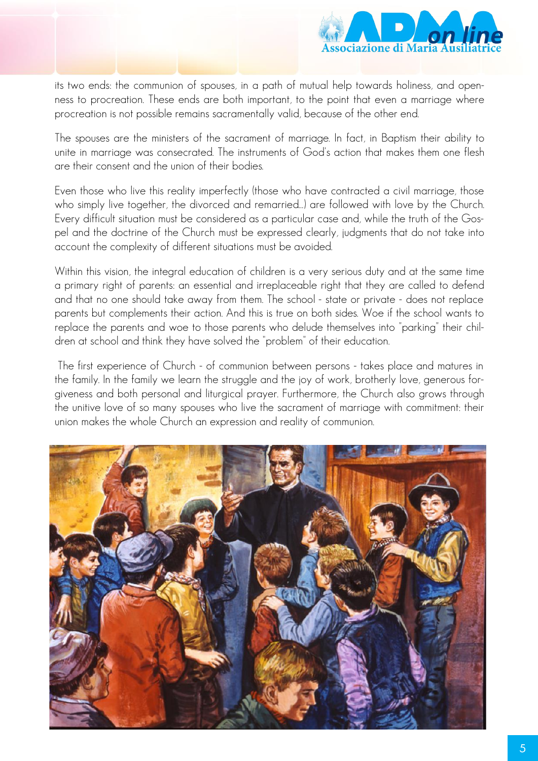its two ends: the communion of spouses, in a path of mutual help towards holiness, and openness to procreation. These ends are both important, to the point that even a marriage where procreation is not possible remains sacramentally valid, because of the other end.

The spouses are the ministers of the sacrament of marriage. In fact, in Baptism their ability to unite in marriage was consecrated. The instruments of God's action that makes them one flesh are their consent and the union of their bodies.

Even those who live this reality imperfectly (those who have contracted a civil marriage, those who simply live together, the divorced and remarried...) are followed with love by the Church. Every difficult situation must be considered as a particular case and, while the truth of the Gospel and the doctrine of the Church must be expressed clearly, judgments that do not take into account the complexity of different situations must be avoided.

Within this vision, the integral education of children is a very serious duty and at the same time a primary right of parents: an essential and irreplaceable right that they are called to defend and that no one should take away from them. The school - state or private - does not replace parents but complements their action. And this is true on both sides. Woe if the school wants to replace the parents and woe to those parents who delude themselves into "parking" their children at school and think they have solved the "problem" of their education.

The first experience of Church - of communion between persons - takes place and matures in the family. In the family we learn the struggle and the joy of work, brotherly love, generous forgiveness and both personal and liturgical prayer. Furthermore, the Church also grows through the unitive love of so many spouses who live the sacrament of marriage with commitment: their union makes the whole Church an expression and reality of communion.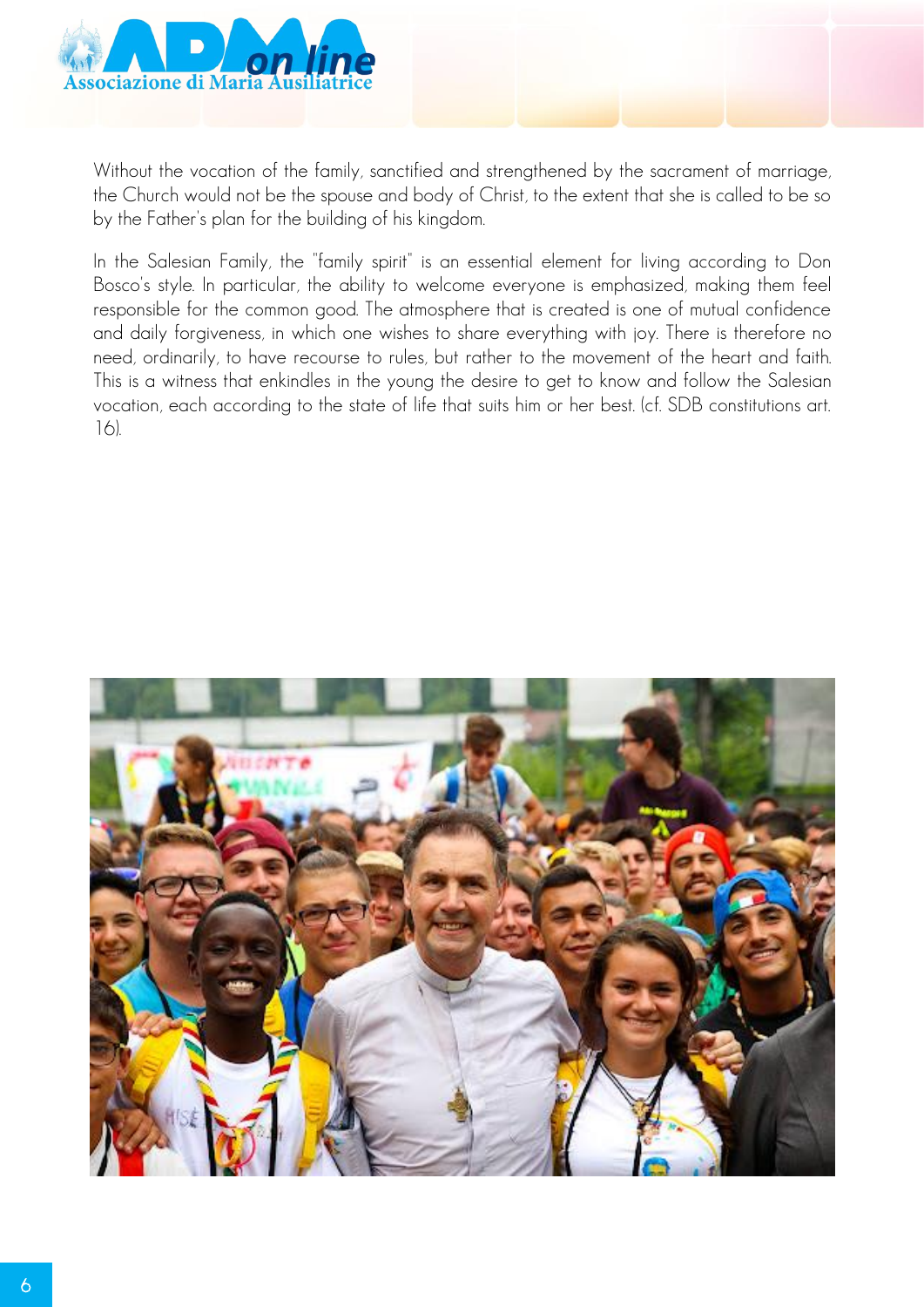Without the vocation of the family, sanctified and strengthened by the sacrament of marriage, the Church would not be the spouse and body of Christ, to the extent that she is called to be so by the Father's plan for the building of his kingdom.

In the Salesian Family, the "family spirit" is an essential element for living according to Don Bosco's style. In particular, the ability to welcome everyone is emphasized, making them feel responsible for the common good. The atmosphere that is created is one of mutual confidence and daily forgiveness, in which one wishes to share everything with joy. There is therefore no need, ordinarily, to have recourse to rules, but rather to the movement of the heart and faith. This is a witness that enkindles in the young the desire to get to know and follow the Salesian vocation, each according to the state of life that suits him or her best. (cf. SDB constitutions art. 16).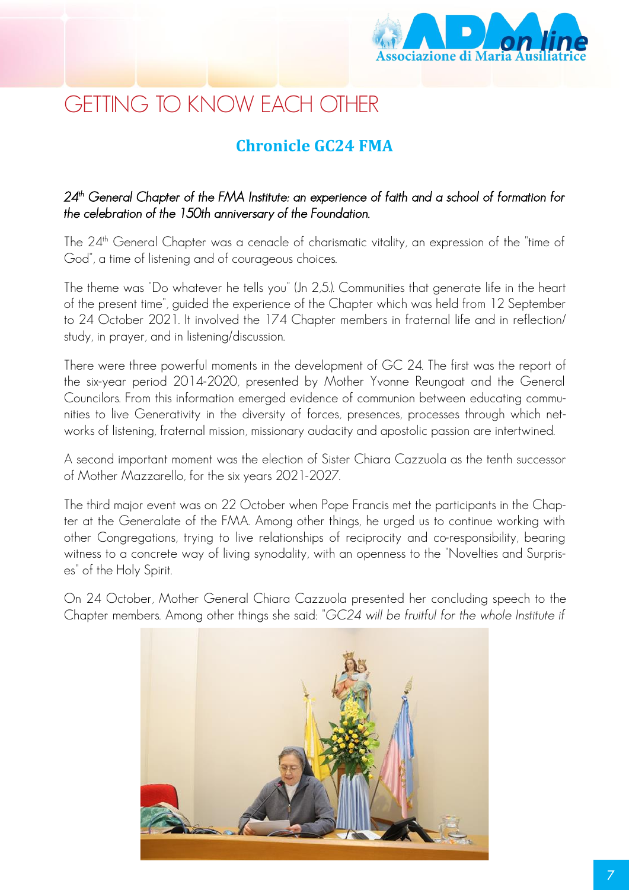# GETTING TO KNOW EACH OTHER

## Chronicle GC24 FMA

***24th General Chapter of the FMA Institute: an experience of faith and a school of formation for the celebration of the 150th anniversary of the Foundation.***

The 24th General Chapter was a cenacle of charismatic vitality, an expression of the "time of God", a time of listening and of courageous choices.

The theme was "Do whatever he tells you" (Jn 2,5.). Communities that generate life in the heart of the present time", guided the experience of the Chapter which was held from 12 September to 24 October 2021. It involved the 174 Chapter members in fraternal life and in reflection/study, in prayer, and in listening/discussion.

There were three powerful moments in the development of GC 24. The first was the report of the six-year period 2014-2020, presented by Mother Yvonne Reungoat and the General Councilors. From this information emerged evidence of communion between educating communities to live Generativity in the diversity of forces, presences, processes through which networks of listening, fraternal mission, missionary audacity and apostolic passion are intertwined.

A second important moment was the election of Sister Chiara Cazzuola as the tenth successor of Mother Mazzarello, for the six years 2021-2027.

The third major event was on 22 October when Pope Francis met the participants in the Chapter at the Generalate of the FMA. Among other things, he urged us to continue working with other Congregations, trying to live relationships of reciprocity and co-responsibility, bearing witness to a concrete way of living synodality, with an openness to the "Novelties and Surprises" of the Holy Spirit.

On 24 October, Mother General Chiara Cazzuola presented her concluding speech to the Chapter members. Among other things she said: "*GC24 will be fruitful for the whole Institute if*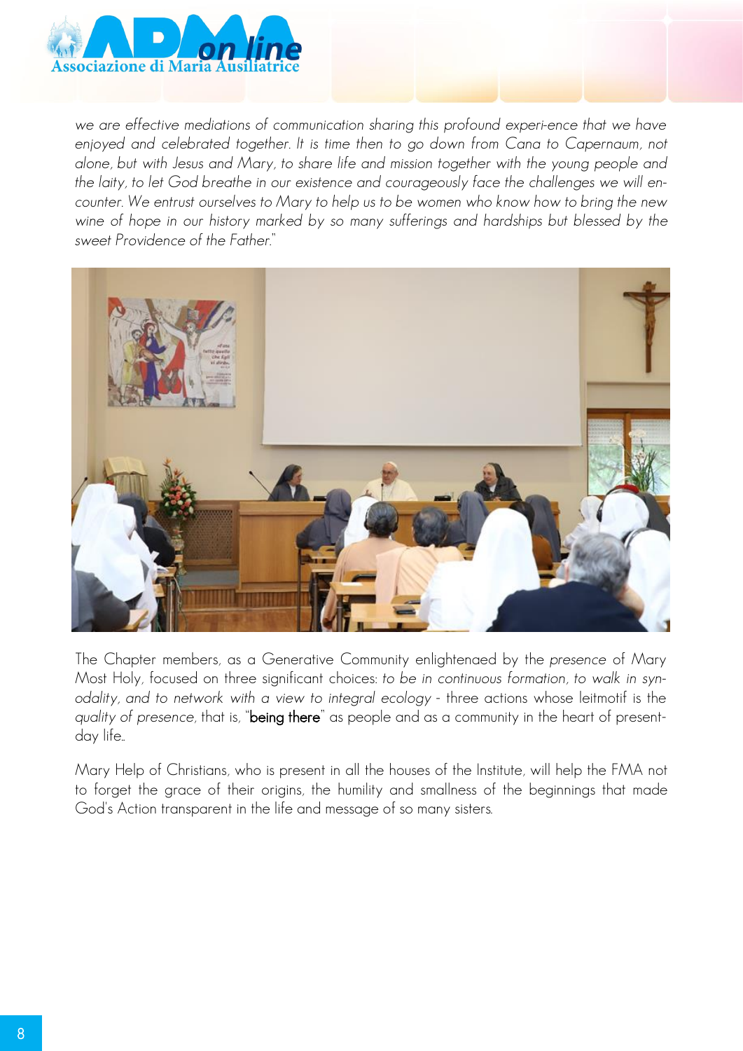*we are effective mediations of communication sharing this profound experi-ence that we have enjoyed and celebrated together. It is time then to go down from Cana to Capernaum, not alone, but with Jesus and Mary, to share life and mission together with the young people and the laity, to let God breathe in our existence and courageously face the challenges we will encounter. We entrust ourselves to Mary to help us to be women who know how to bring the new wine of hope in our history marked by so many sufferings and hardships but blessed by the sweet Providence of the Father.*"

The Chapter members, as a Generative Community enlightenaed by the *presence* of Mary Most Holy, focused on three significant choices: *to be in continuous formation, to walk in synodality, and to network with a view to integral ecology* - three actions whose leitmotif is the *quality of presence*, that is, "**being there**" as people and as a community in the heart of present-day life..

Mary Help of Christians, who is present in all the houses of the Institute, will help the FMA not to forget the grace of their origins, the humility and smallness of the beginnings that made God's Action transparent in the life and message of so many sisters.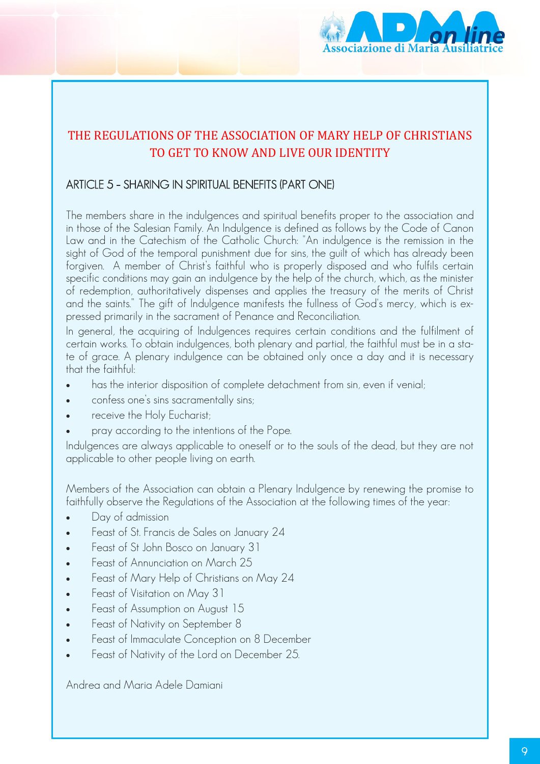## THE REGULATIONS OF THE ASSOCIATION OF MARY HELP OF CHRISTIANS TO GET TO KNOW AND LIVE OUR IDENTITY

### ARTICLE 5 - SHARING IN SPIRITUAL BENEFITS (PART ONE)

The members share in the indulgences and spiritual benefits proper to the association and in those of the Salesian Family. An Indulgence is defined as follows by the Code of Canon Law and in the Catechism of the Catholic Church: "An indulgence is the remission in the sight of God of the temporal punishment due for sins, the guilt of which has already been forgiven. A member of Christ's faithful who is properly disposed and who fulfils certain specific conditions may gain an indulgence by the help of the church, which, as the minister of redemption, authoritatively dispenses and applies the treasury of the merits of Christ and the saints." The gift of Indulgence manifests the fullness of God's mercy, which is expressed primarily in the sacrament of Penance and Reconciliation.

In general, the acquiring of Indulgences requires certain conditions and the fulfilment of certain works. To obtain indulgences, both plenary and partial, the faithful must be in a state of grace. A plenary indulgence can be obtained only once a day and it is necessary that the faithful:

- has the interior disposition of complete detachment from sin, even if venial;
- confess one's sins sacramentally sins;
- receive the Holy Eucharist;
- pray according to the intentions of the Pope.

Indulgences are always applicable to oneself or to the souls of the dead, but they are not applicable to other people living on earth.

Members of the Association can obtain a Plenary Indulgence by renewing the promise to faithfully observe the Regulations of the Association at the following times of the year:

- Day of admission
- Feast of St. Francis de Sales on January 24
- Feast of St John Bosco on January 31
- Feast of Annunciation on March 25
- Feast of Mary Help of Christians on May 24
- Feast of Visitation on May 31
- Feast of Assumption on August 15
- Feast of Nativity on September 8
- Feast of Immaculate Conception on 8 December
- Feast of Nativity of the Lord on December 25.

Andrea and Maria Adele Damiani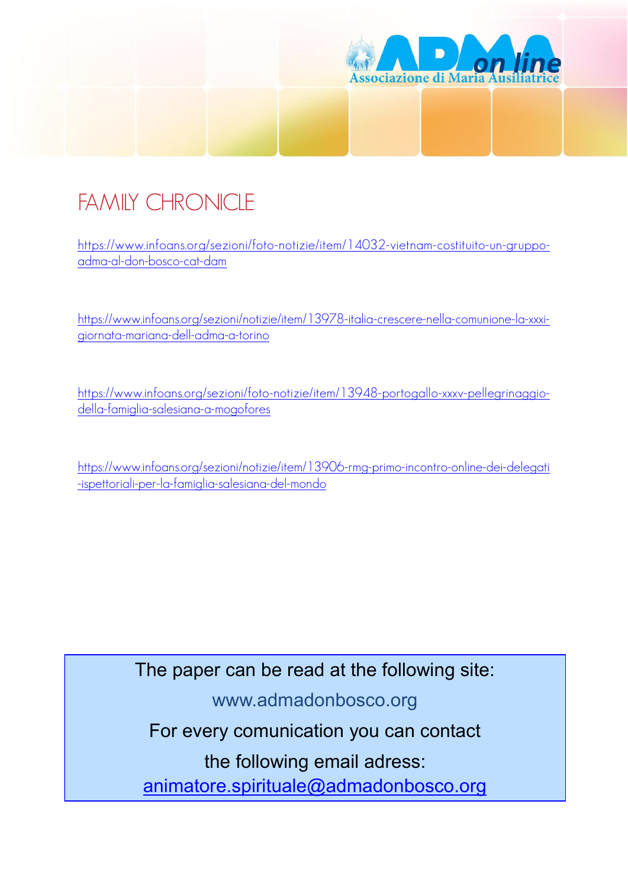# FAMILY CHRONICLE

https://www.infoans.org/sezioni/foto-notizie/item/14032-vietnam-costituito-un-gruppo-adma-al-don-bosco-cat-dam

https://www.infoans.org/sezioni/notizie/item/13978-italia-crescere-nella-comunione-la-xxxi-giornata-mariana-dell-adma-a-torino

https://www.infoans.org/sezioni/foto-notizie/item/13948-portogallo-xxxv-pellegrinaggio-della-famiglia-salesiana-a-mogofores

https://www.infoans.org/sezioni/notizie/item/13906-rmg-primo-incontro-online-dei-delegati-ispettoriali-per-la-famiglia-salesiana-del-mondo

The paper can be read at the following site:

www.admadonbosco.org

For every comunication you can contact

the following email adress:

animatore.spirituale@admadonbosco.org